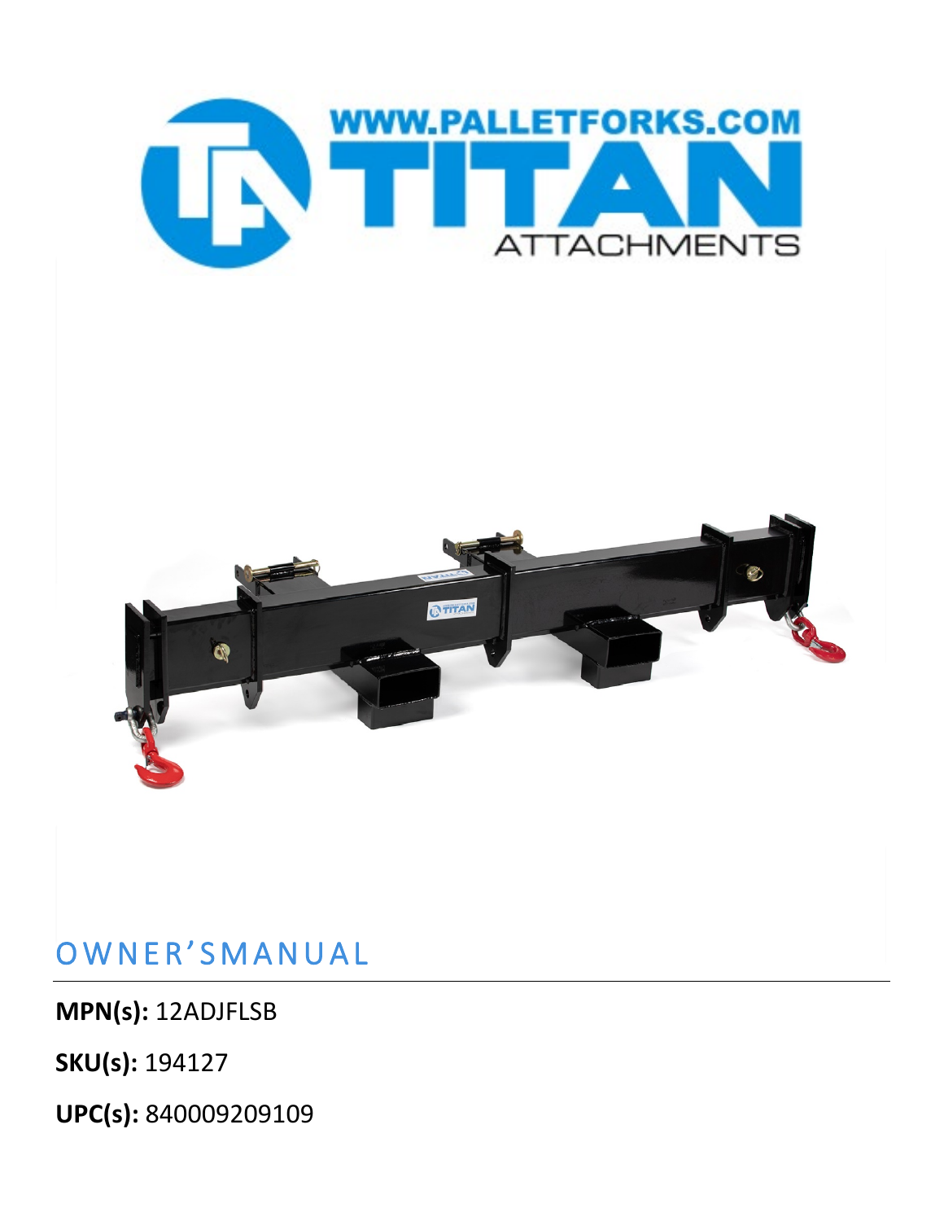WWW.PALLETFORKS.COM

TITAN

ATTACHMENTS

# OWNER'SMANUAL

**MPN(s):** 12ADJFLSB

**SKU(s):** 194127

**UPC(s):** 840009209109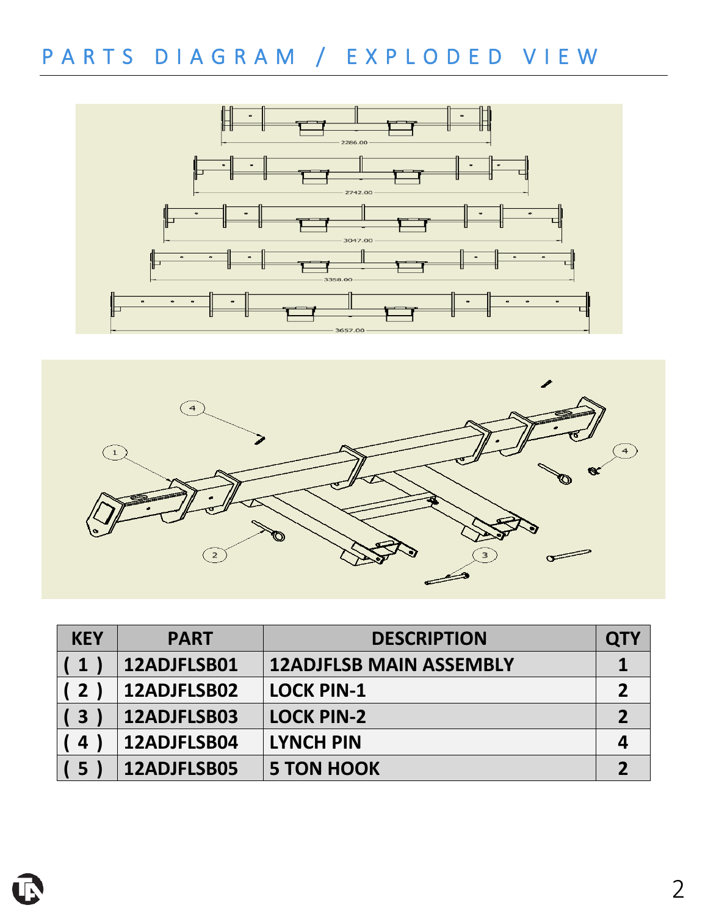# PARTS DIAGRAM / EXPLODED VIEW

| KEY | PART | DESCRIPTION | QTY |
|---|---|---|---|
| ( 1 ) | 12ADJFLSB01 | 12ADJFLSB MAIN ASSEMBLY | 1 |
| ( 2 ) | 12ADJFLSB02 | LOCK PIN-1 | 2 |
| ( 3 ) | 12ADJFLSB03 | LOCK PIN-2 | 2 |
| ( 4 ) | 12ADJFLSB04 | LYNCH PIN | 4 |
| ( 5 ) | 12ADJFLSB05 | 5 TON HOOK | 2 |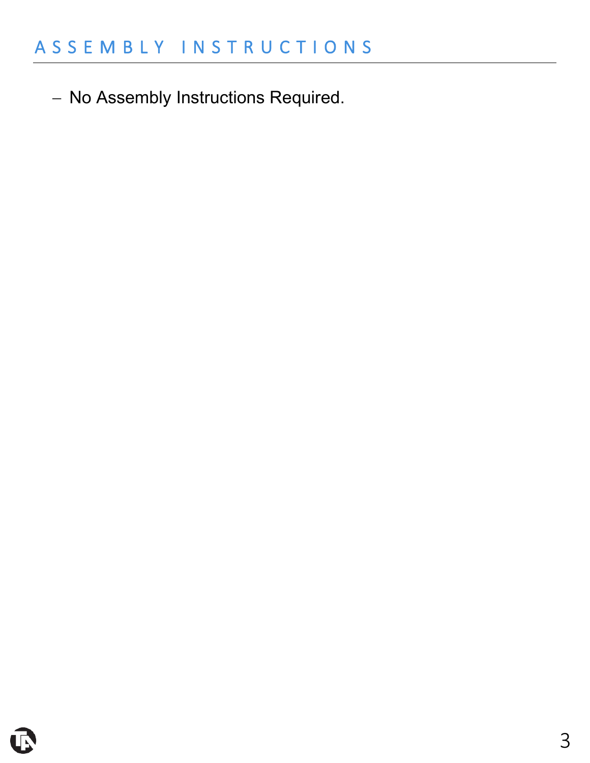# ASSEMBLY INSTRUCTIONS

- No Assembly Instructions Required.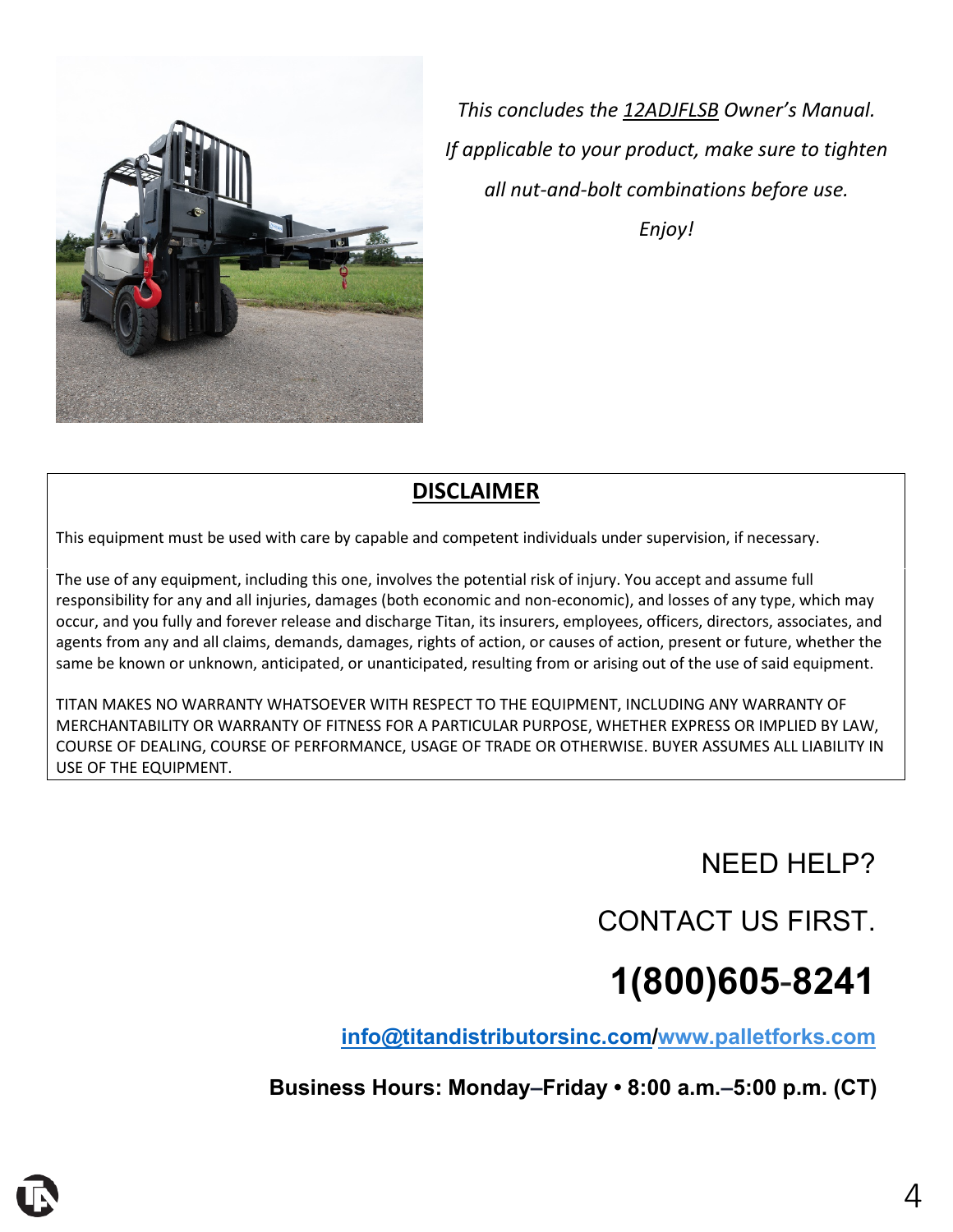*This concludes the 12ADJFLSB Owner's Manual.*

*If applicable to your product, make sure to tighten all nut-and-bolt combinations before use.*

*Enjoy!*

## DISCLAIMER

This equipment must be used with care by capable and competent individuals under supervision, if necessary.

The use of any equipment, including this one, involves the potential risk of injury. You accept and assume full responsibility for any and all injuries, damages (both economic and non-economic), and losses of any type, which may occur, and you fully and forever release and discharge Titan, its insurers, employees, officers, directors, associates, and agents from any and all claims, demands, damages, rights of action, or causes of action, present or future, whether the same be known or unknown, anticipated, or unanticipated, resulting from or arising out of the use of said equipment.

TITAN MAKES NO WARRANTY WHATSOEVER WITH RESPECT TO THE EQUIPMENT, INCLUDING ANY WARRANTY OF MERCHANTABILITY OR WARRANTY OF FITNESS FOR A PARTICULAR PURPOSE, WHETHER EXPRESS OR IMPLIED BY LAW, COURSE OF DEALING, COURSE OF PERFORMANCE, USAGE OF TRADE OR OTHERWISE. BUYER ASSUMES ALL LIABILITY IN USE OF THE EQUIPMENT.

NEED HELP?

CONTACT US FIRST.

**1(800)605-8241**

**info@titandistributorsinc.com/www.palletforks.com**

**Business Hours: Monday–Friday • 8:00 a.m.–5:00 p.m. (CT)**